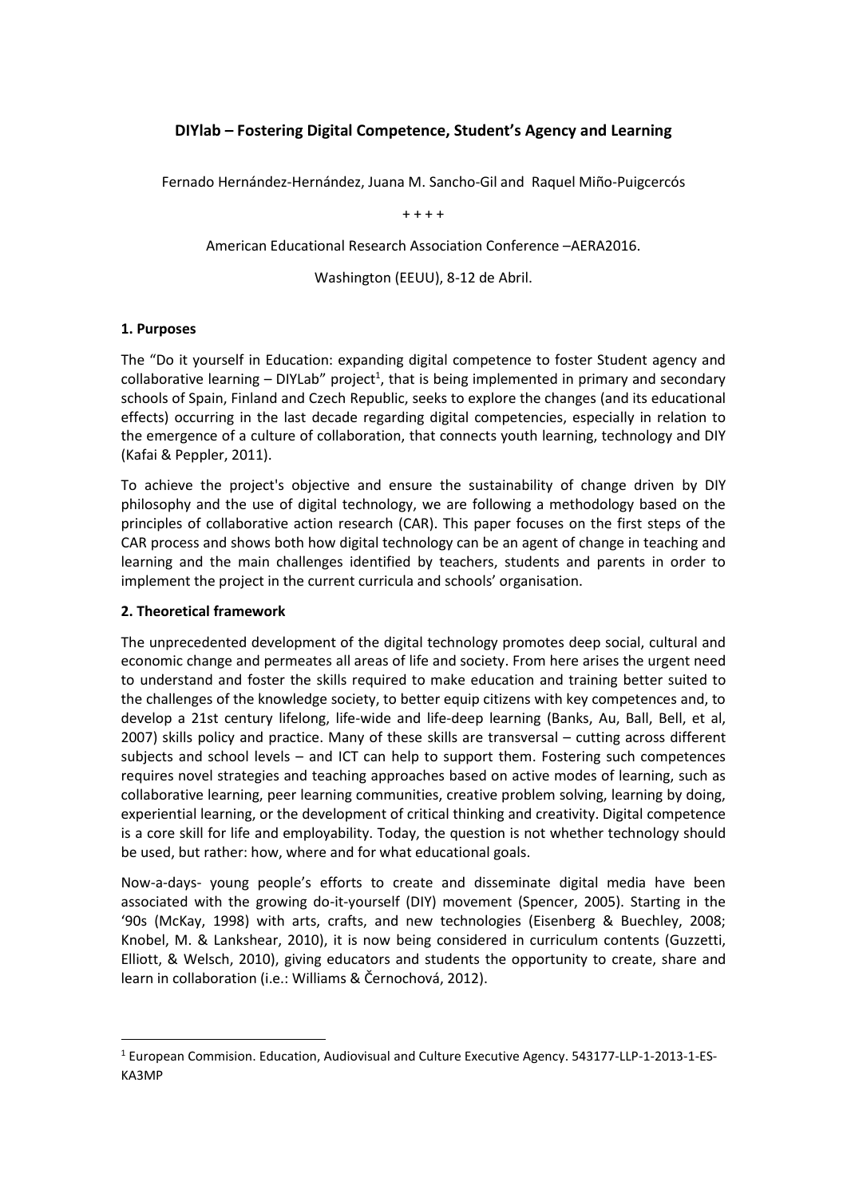# DIYlab – Fostering Digital Competence, Student's Agency and Learning

Fernado Hernández-Hernández, Juana M. Sancho-Gil and Raquel Miño-Puigcercós

\+ + + +

American Educational Research Association Conference –AERA2016.

Washington (EEUU), 8-12 de Abril.

## 1. Purposes

The "Do it yourself in Education: expanding digital competence to foster Student agency and collaborative learning – DIYLab" project[1], that is being implemented in primary and secondary schools of Spain, Finland and Czech Republic, seeks to explore the changes (and its educational effects) occurring in the last decade regarding digital competencies, especially in relation to the emergence of a culture of collaboration, that connects youth learning, technology and DIY (Kafai & Peppler, 2011).

To achieve the project's objective and ensure the sustainability of change driven by DIY philosophy and the use of digital technology, we are following a methodology based on the principles of collaborative action research (CAR). This paper focuses on the first steps of the CAR process and shows both how digital technology can be an agent of change in teaching and learning and the main challenges identified by teachers, students and parents in order to implement the project in the current curricula and schools' organisation.

## 2. Theoretical framework

The unprecedented development of the digital technology promotes deep social, cultural and economic change and permeates all areas of life and society. From here arises the urgent need to understand and foster the skills required to make education and training better suited to the challenges of the knowledge society, to better equip citizens with key competences and, to develop a 21st century lifelong, life-wide and life-deep learning (Banks, Au, Ball, Bell, et al, 2007) skills policy and practice. Many of these skills are transversal – cutting across different subjects and school levels – and ICT can help to support them. Fostering such competences requires novel strategies and teaching approaches based on active modes of learning, such as collaborative learning, peer learning communities, creative problem solving, learning by doing, experiential learning, or the development of critical thinking and creativity. Digital competence is a core skill for life and employability. Today, the question is not whether technology should be used, but rather: how, where and for what educational goals.

Now-a-days- young people's efforts to create and disseminate digital media have been associated with the growing do-it-yourself (DIY) movement (Spencer, 2005). Starting in the '90s (McKay, 1998) with arts, crafts, and new technologies (Eisenberg & Buechley, 2008; Knobel, M. & Lankshear, 2010), it is now being considered in curriculum contents (Guzzetti, Elliott, & Welsch, 2010), giving educators and students the opportunity to create, share and learn in collaboration (i.e.: Williams & Černochová, 2012).

---

[1] European Commision. Education, Audiovisual and Culture Executive Agency. 543177-LLP-1-2013-1-ES-KA3MP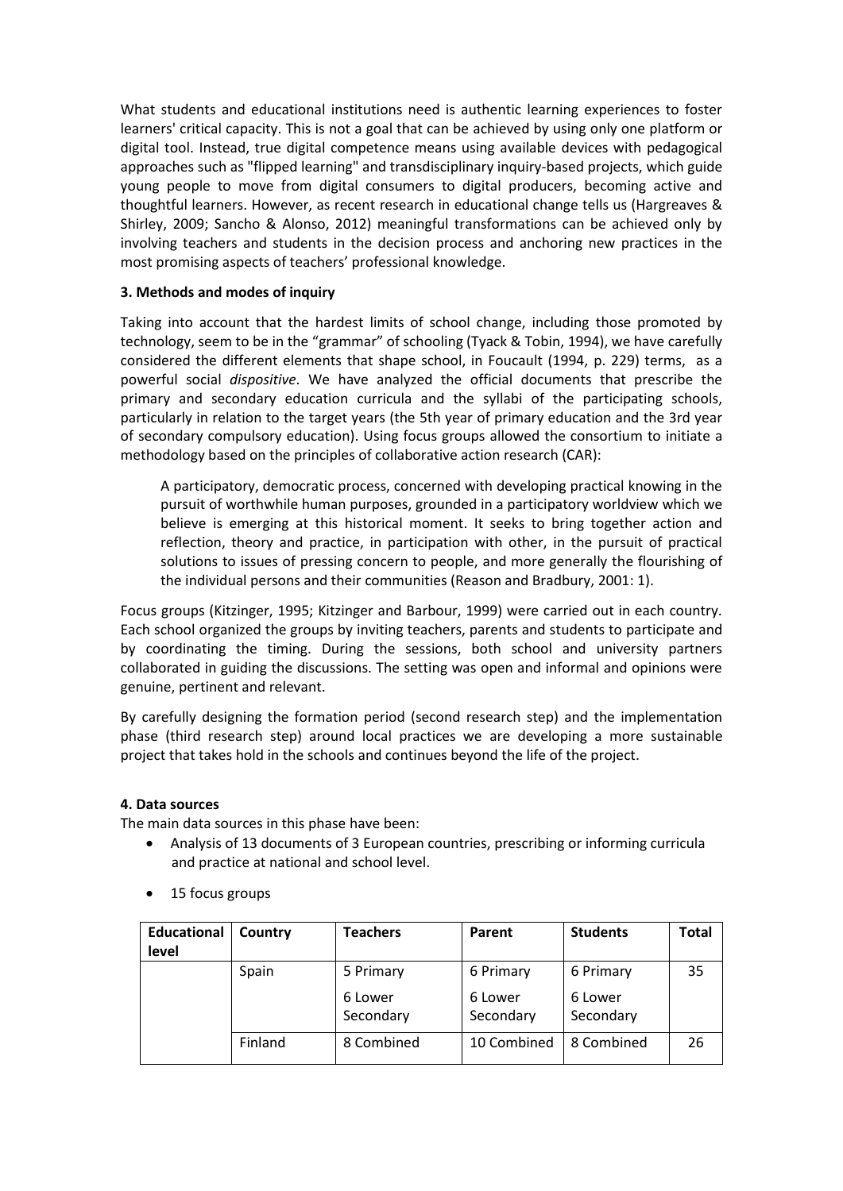What students and educational institutions need is authentic learning experiences to foster learners' critical capacity. This is not a goal that can be achieved by using only one platform or digital tool. Instead, true digital competence means using available devices with pedagogical approaches such as "flipped learning" and transdisciplinary inquiry-based projects, which guide young people to move from digital consumers to digital producers, becoming active and thoughtful learners. However, as recent research in educational change tells us (Hargreaves & Shirley, 2009; Sancho & Alonso, 2012) meaningful transformations can be achieved only by involving teachers and students in the decision process and anchoring new practices in the most promising aspects of teachers' professional knowledge.

### 3. Methods and modes of inquiry

Taking into account that the hardest limits of school change, including those promoted by technology, seem to be in the "grammar" of schooling (Tyack & Tobin, 1994), we have carefully considered the different elements that shape school, in Foucault (1994, p. 229) terms, as a powerful social *dispositive*. We have analyzed the official documents that prescribe the primary and secondary education curricula and the syllabi of the participating schools, particularly in relation to the target years (the 5th year of primary education and the 3rd year of secondary compulsory education). Using focus groups allowed the consortium to initiate a methodology based on the principles of collaborative action research (CAR):

> A participatory, democratic process, concerned with developing practical knowing in the pursuit of worthwhile human purposes, grounded in a participatory worldview which we believe is emerging at this historical moment. It seeks to bring together action and reflection, theory and practice, in participation with other, in the pursuit of practical solutions to issues of pressing concern to people, and more generally the flourishing of the individual persons and their communities (Reason and Bradbury, 2001: 1).

Focus groups (Kitzinger, 1995; Kitzinger and Barbour, 1999) were carried out in each country. Each school organized the groups by inviting teachers, parents and students to participate and by coordinating the timing. During the sessions, both school and university partners collaborated in guiding the discussions. The setting was open and informal and opinions were genuine, pertinent and relevant.

By carefully designing the formation period (second research step) and the implementation phase (third research step) around local practices we are developing a more sustainable project that takes hold in the schools and continues beyond the life of the project.

### 4. Data sources

The main data sources in this phase have been:

- Analysis of 13 documents of 3 European countries, prescribing or informing curricula and practice at national and school level.
- 15 focus groups

| Educational level | Country | Teachers | Parent | Students | Total |
|---|---|---|---|---|---|
| | Spain | 5 Primary<br>6 Lower Secondary | 6 Primary<br>6 Lower Secondary | 6 Primary<br>6 Lower Secondary | 35 |
| | Finland | 8 Combined | 10 Combined | 8 Combined | 26 |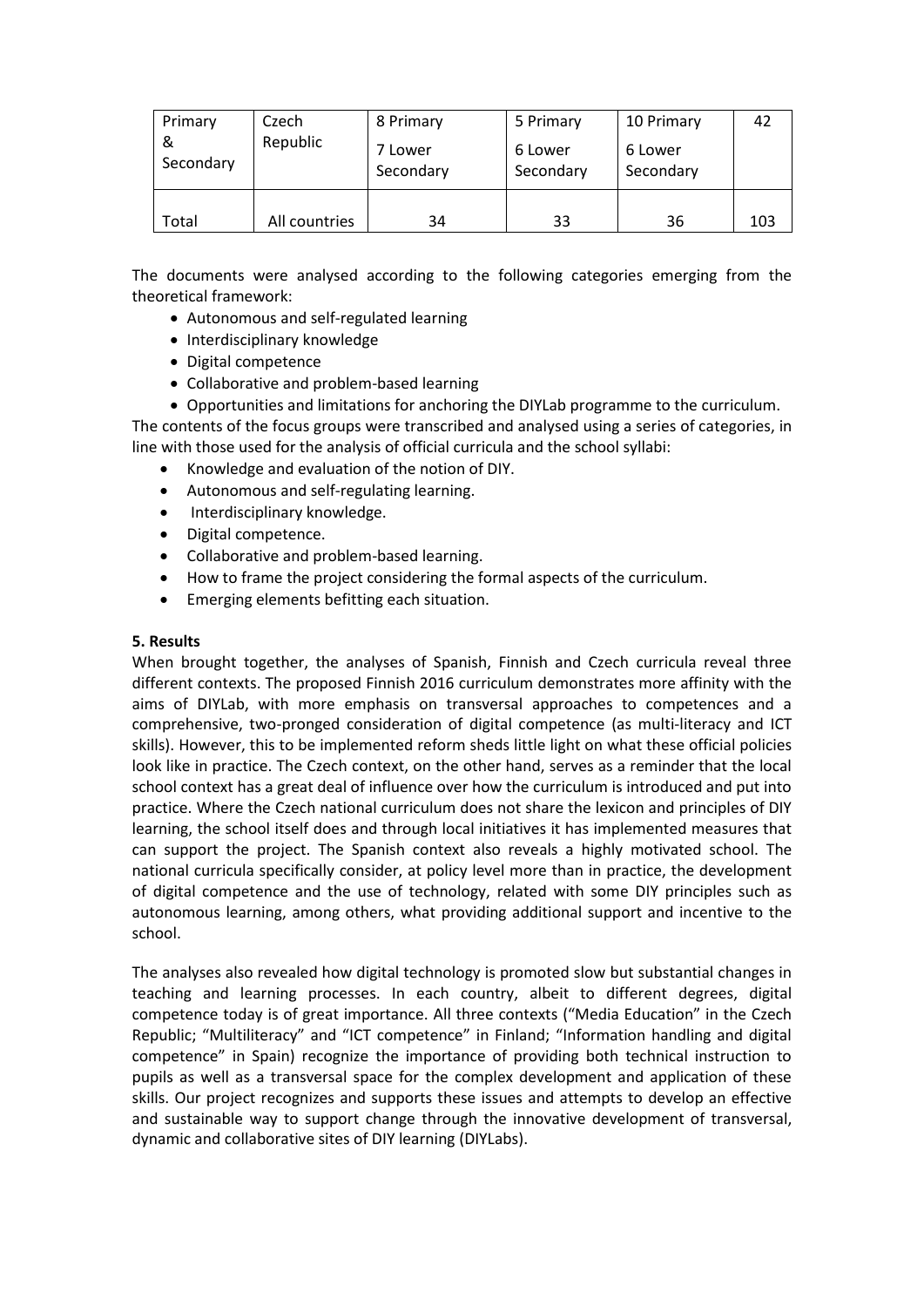| Primary & Secondary | Czech Republic | 8 Primary<br>7 Lower Secondary | 5 Primary<br>6 Lower Secondary | 10 Primary<br>6 Lower Secondary | 42 |
|---|---|---|---|---|---|
| Total | All countries | 34 | 33 | 36 | 103 |

The documents were analysed according to the following categories emerging from the theoretical framework:

- Autonomous and self-regulated learning
- Interdisciplinary knowledge
- Digital competence
- Collaborative and problem-based learning
- Opportunities and limitations for anchoring the DIYLab programme to the curriculum.

The contents of the focus groups were transcribed and analysed using a series of categories, in line with those used for the analysis of official curricula and the school syllabi:

- Knowledge and evaluation of the notion of DIY.
- Autonomous and self-regulating learning.
- Interdisciplinary knowledge.
- Digital competence.
- Collaborative and problem-based learning.
- How to frame the project considering the formal aspects of the curriculum.
- Emerging elements befitting each situation.

**5. Results**

When brought together, the analyses of Spanish, Finnish and Czech curricula reveal three different contexts. The proposed Finnish 2016 curriculum demonstrates more affinity with the aims of DIYLab, with more emphasis on transversal approaches to competences and a comprehensive, two-pronged consideration of digital competence (as multi-literacy and ICT skills). However, this to be implemented reform sheds little light on what these official policies look like in practice. The Czech context, on the other hand, serves as a reminder that the local school context has a great deal of influence over how the curriculum is introduced and put into practice. Where the Czech national curriculum does not share the lexicon and principles of DIY learning, the school itself does and through local initiatives it has implemented measures that can support the project. The Spanish context also reveals a highly motivated school. The national curricula specifically consider, at policy level more than in practice, the development of digital competence and the use of technology, related with some DIY principles such as autonomous learning, among others, what providing additional support and incentive to the school.

The analyses also revealed how digital technology is promoted slow but substantial changes in teaching and learning processes. In each country, albeit to different degrees, digital competence today is of great importance. All three contexts ("Media Education" in the Czech Republic; "Multiliteracy" and "ICT competence" in Finland; "Information handling and digital competence" in Spain) recognize the importance of providing both technical instruction to pupils as well as a transversal space for the complex development and application of these skills. Our project recognizes and supports these issues and attempts to develop an effective and sustainable way to support change through the innovative development of transversal, dynamic and collaborative sites of DIY learning (DIYLabs).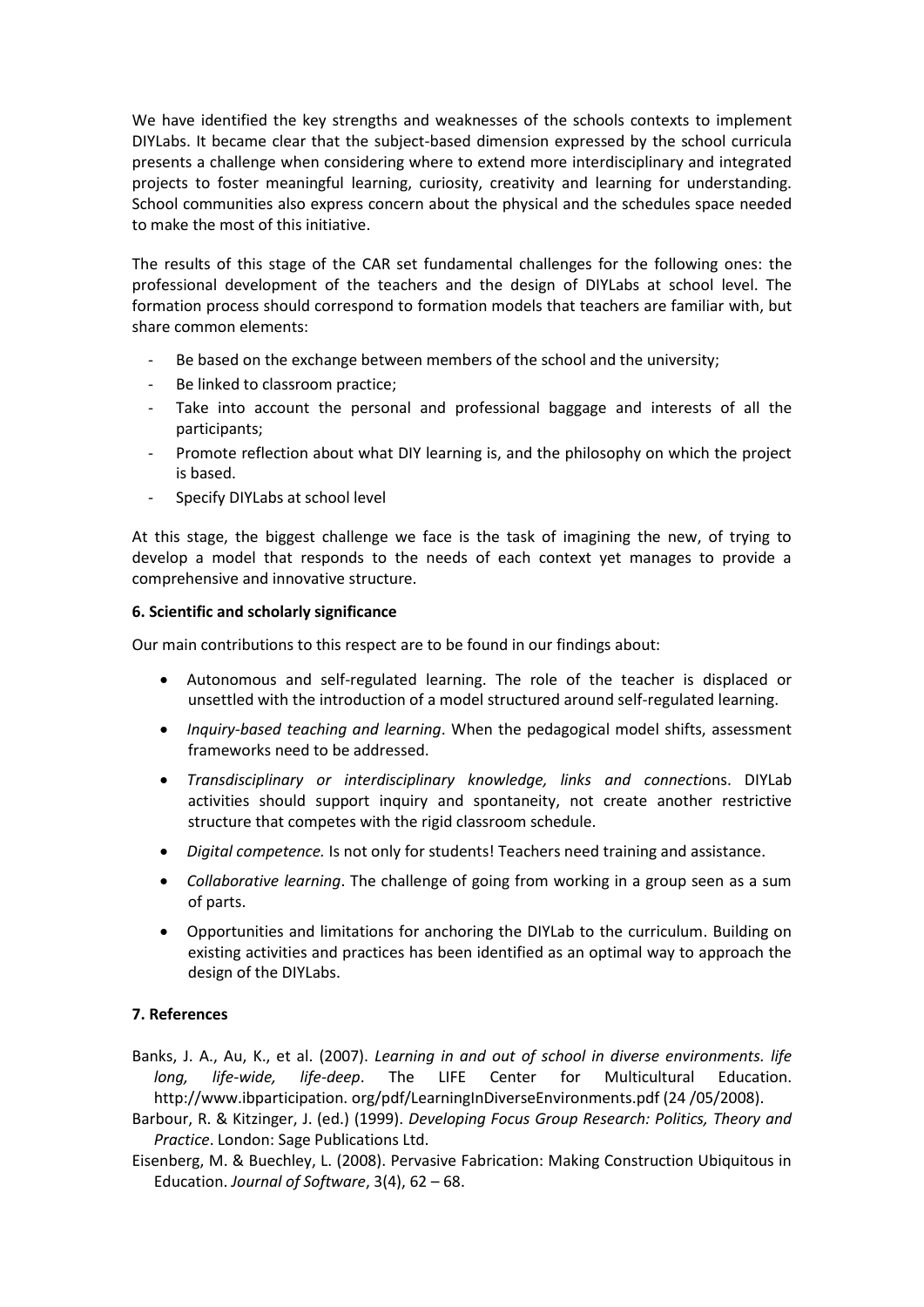We have identified the key strengths and weaknesses of the schools contexts to implement DIYLabs. It became clear that the subject-based dimension expressed by the school curricula presents a challenge when considering where to extend more interdisciplinary and integrated projects to foster meaningful learning, curiosity, creativity and learning for understanding. School communities also express concern about the physical and the schedules space needed to make the most of this initiative.

The results of this stage of the CAR set fundamental challenges for the following ones: the professional development of the teachers and the design of DIYLabs at school level. The formation process should correspond to formation models that teachers are familiar with, but share common elements:

- Be based on the exchange between members of the school and the university;
- Be linked to classroom practice;
- Take into account the personal and professional baggage and interests of all the participants;
- Promote reflection about what DIY learning is, and the philosophy on which the project is based.
- Specify DIYLabs at school level

At this stage, the biggest challenge we face is the task of imagining the new, of trying to develop a model that responds to the needs of each context yet manages to provide a comprehensive and innovative structure.

## 6. Scientific and scholarly significance

Our main contributions to this respect are to be found in our findings about:

- Autonomous and self-regulated learning. The role of the teacher is displaced or unsettled with the introduction of a model structured around self-regulated learning.
- *Inquiry-based teaching and learning*. When the pedagogical model shifts, assessment frameworks need to be addressed.
- *Transdisciplinary or interdisciplinary knowledge, links and connecti*ons. DIYLab activities should support inquiry and spontaneity, not create another restrictive structure that competes with the rigid classroom schedule.
- *Digital competence.* Is not only for students! Teachers need training and assistance.
- *Collaborative learning*. The challenge of going from working in a group seen as a sum of parts.
- Opportunities and limitations for anchoring the DIYLab to the curriculum. Building on existing activities and practices has been identified as an optimal way to approach the design of the DIYLabs.

## 7. References

Banks, J. A., Au, K., et al. (2007). *Learning in and out of school in diverse environments. life long, life-wide, life-deep*. The LIFE Center for Multicultural Education. http://www.ibparticipation. org/pdf/LearningInDiverseEnvironments.pdf (24 /05/2008).

Barbour, R. & Kitzinger, J. (ed.) (1999). *Developing Focus Group Research: Politics, Theory and Practice*. London: Sage Publications Ltd.

Eisenberg, M. & Buechley, L. (2008). Pervasive Fabrication: Making Construction Ubiquitous in Education. *Journal of Software*, 3(4), 62 – 68.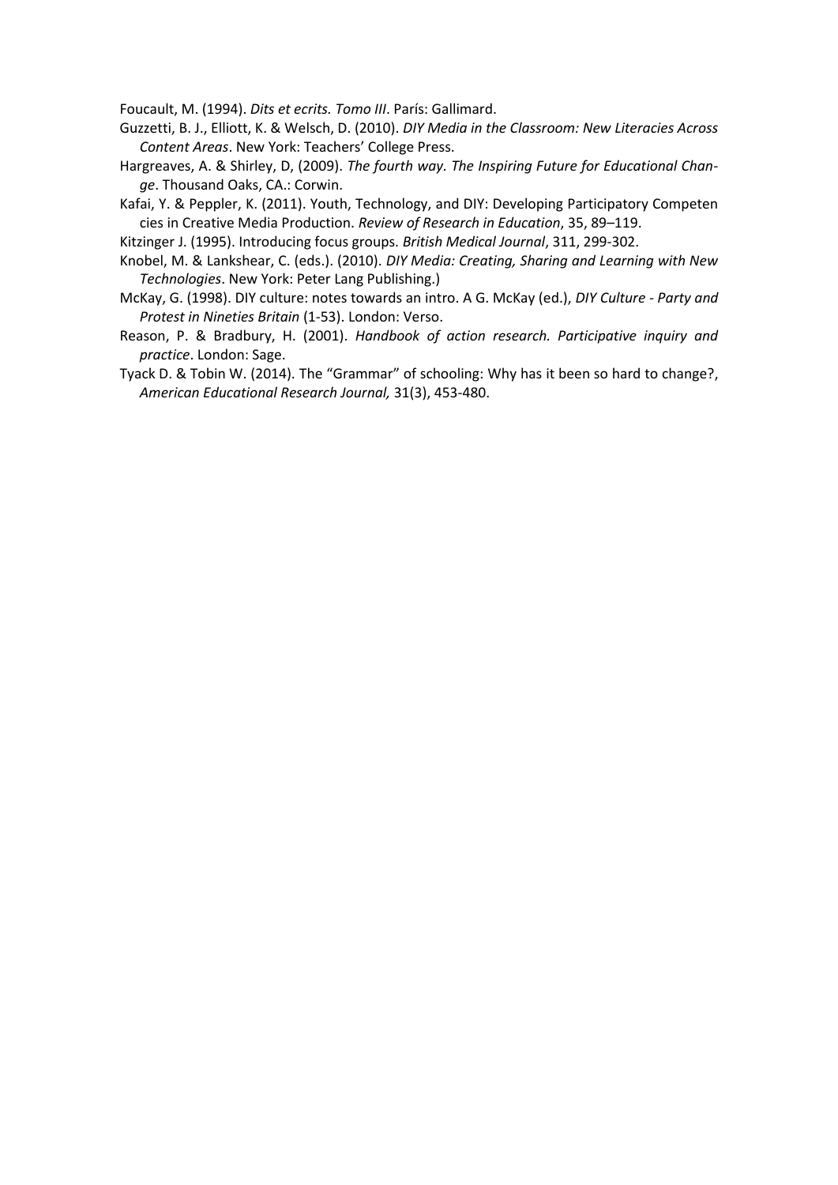Foucault, M. (1994). *Dits et ecrits. Tomo III*. París: Gallimard.

Guzzetti, B. J., Elliott, K. & Welsch, D. (2010). *DIY Media in the Classroom: New Literacies Across Content Areas*. New York: Teachers' College Press.

Hargreaves, A. & Shirley, D, (2009). *The fourth way. The Inspiring Future for Educational Change*. Thousand Oaks, CA.: Corwin.

Kafai, Y. & Peppler, K. (2011). Youth, Technology, and DIY: Developing Participatory Competen cies in Creative Media Production. *Review of Research in Education*, 35, 89–119.

Kitzinger J. (1995). Introducing focus groups. *British Medical Journal*, 311, 299-302.

Knobel, M. & Lankshear, C. (eds.). (2010). *DIY Media: Creating, Sharing and Learning with New Technologies*. New York: Peter Lang Publishing.)

McKay, G. (1998). DIY culture: notes towards an intro. A G. McKay (ed.), *DIY Culture - Party and Protest in Nineties Britain* (1-53). London: Verso.

Reason, P. & Bradbury, H. (2001). *Handbook of action research. Participative inquiry and practice*. London: Sage.

Tyack D. & Tobin W. (2014). The "Grammar" of schooling: Why has it been so hard to change?, *American Educational Research Journal,* 31(3), 453-480.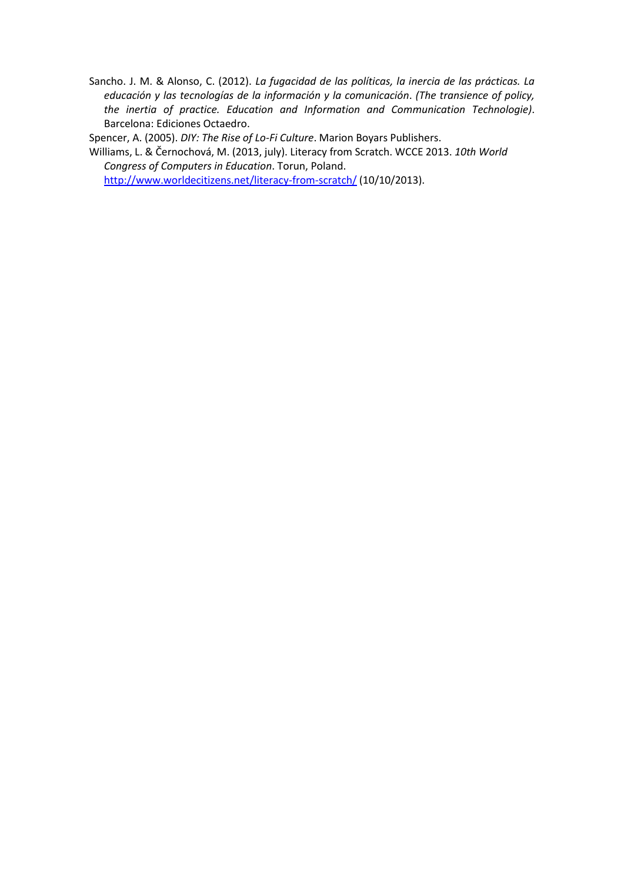Sancho. J. M. & Alonso, C. (2012). *La fugacidad de las políticas, la inercia de las prácticas. La educación y las tecnologías de la información y la comunicación*. *(The transience of policy, the inertia of practice. Education and Information and Communication Technologie)*. Barcelona: Ediciones Octaedro.

Spencer, A. (2005). *DIY: The Rise of Lo-Fi Culture*. Marion Boyars Publishers.

Williams, L. & Černochová, M. (2013, july). Literacy from Scratch. WCCE 2013. *10th World Congress of Computers in Education*. Torun, Poland. http://www.worldecitizens.net/literacy-from-scratch/ (10/10/2013).